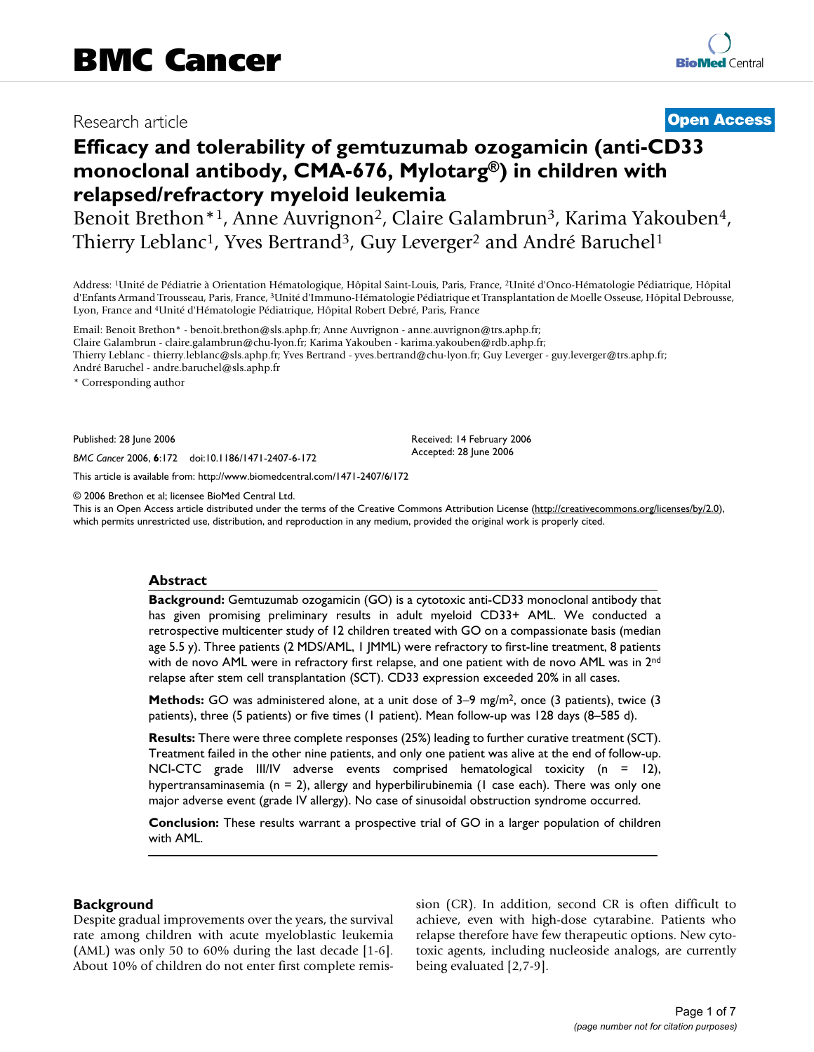Research article

**Open Access**

# Efficacy and tolerability of gemtuzumab ozogamicin (anti-CD33 monoclonal antibody, CMA-676, Mylotarg®) in children with relapsed/refractory myeloid leukemia

Benoit Brethon*[1], Anne Auvrignon[2], Claire Galambrun[3], Karima Yakouben[4], Thierry Leblanc[1], Yves Bertrand[3], Guy Leverger[2] and André Baruchel[1]

Address: [1]Unité de Pédiatrie à Orientation Hématologique, Hôpital Saint-Louis, Paris, France, [2]Unité d'Onco-Hématologie Pédiatrique, Hôpital d'Enfants Armand Trousseau, Paris, France, [3]Unité d'Immuno-Hématologie Pédiatrique et Transplantation de Moelle Osseuse, Hôpital Debrousse, Lyon, France and [4]Unité d'Hématologie Pédiatrique, Hôpital Robert Debré, Paris, France

Email: Benoit Brethon* - benoit.brethon@sls.aphp.fr; Anne Auvrignon - anne.auvrignon@trs.aphp.fr; Claire Galambrun - claire.galambrun@chu-lyon.fr; Karima Yakouben - karima.yakouben@rdb.aphp.fr; Thierry Leblanc - thierry.leblanc@sls.aphp.fr; Yves Bertrand - yves.bertrand@chu-lyon.fr; Guy Leverger - guy.leverger@trs.aphp.fr; André Baruchel - andre.baruchel@sls.aphp.fr

* Corresponding author

Published: 28 June 2006

*BMC Cancer* 2006, **6**:172 doi:10.1186/1471-2407-6-172

Received: 14 February 2006
Accepted: 28 June 2006

This article is available from: http://www.biomedcentral.com/1471-2407/6/172

© 2006 Brethon et al; licensee BioMed Central Ltd.
This is an Open Access article distributed under the terms of the Creative Commons Attribution License (http://creativecommons.org/licenses/by/2.0), which permits unrestricted use, distribution, and reproduction in any medium, provided the original work is properly cited.

## Abstract

**Background:** Gemtuzumab ozogamicin (GO) is a cytotoxic anti-CD33 monoclonal antibody that has given promising preliminary results in adult myeloid CD33+ AML. We conducted a retrospective multicenter study of 12 children treated with GO on a compassionate basis (median age 5.5 y). Three patients (2 MDS/AML, 1 JMML) were refractory to first-line treatment, 8 patients with de novo AML were in refractory first relapse, and one patient with de novo AML was in 2nd relapse after stem cell transplantation (SCT). CD33 expression exceeded 20% in all cases.

**Methods:** GO was administered alone, at a unit dose of 3–9 mg/m², once (3 patients), twice (3 patients), three (5 patients) or five times (1 patient). Mean follow-up was 128 days (8–585 d).

**Results:** There were three complete responses (25%) leading to further curative treatment (SCT). Treatment failed in the other nine patients, and only one patient was alive at the end of follow-up. NCI-CTC grade III/IV adverse events comprised hematological toxicity (n = 12), hypertransaminasemia (n = 2), allergy and hyperbilirubinemia (1 case each). There was only one major adverse event (grade IV allergy). No case of sinusoidal obstruction syndrome occurred.

**Conclusion:** These results warrant a prospective trial of GO in a larger population of children with AML.

## Background

Despite gradual improvements over the years, the survival rate among children with acute myeloblastic leukemia (AML) was only 50 to 60% during the last decade [1-6]. About 10% of children do not enter first complete remission (CR). In addition, second CR is often difficult to achieve, even with high-dose cytarabine. Patients who relapse therefore have few therapeutic options. New cytotoxic agents, including nucleoside analogs, are currently being evaluated [2,7-9].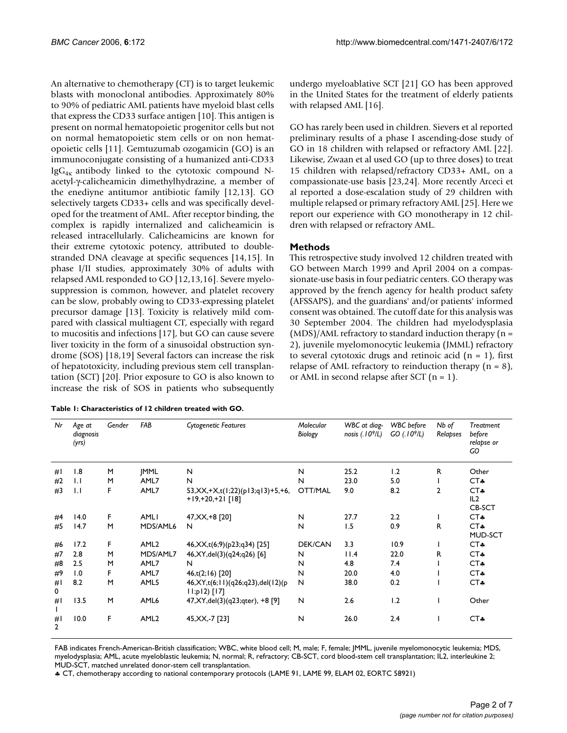An alternative to chemotherapy (CT) is to target leukemic blasts with monoclonal antibodies. Approximately 80% to 90% of pediatric AML patients have myeloid blast cells that express the CD33 surface antigen [10]. This antigen is present on normal hematopoietic progenitor cells but not on normal hematopoietic stem cells or on non hematopoietic cells [11]. Gemtuzumab ozogamicin (GO) is an immunoconjugate consisting of a humanized anti-CD33 $IgG_{4\kappa}$ antibody linked to the cytotoxic compound N-acetyl-γ-calicheamicin dimethylhydrazine, a member of the enediyne antitumor antibiotic family [12,13]. GO selectively targets CD33+ cells and was specifically developed for the treatment of AML. After receptor binding, the complex is rapidly internalized and calicheamicin is released intracellularly. Calicheamicins are known for their extreme cytotoxic potency, attributed to double-stranded DNA cleavage at specific sequences [14,15]. In phase I/II studies, approximately 30% of adults with relapsed AML responded to GO [12,13,16]. Severe myelosuppression is common, however, and platelet recovery can be slow, probably owing to CD33-expressing platelet precursor damage [13]. Toxicity is relatively mild compared with classical multiagent CT, especially with regard to mucositis and infections [17], but GO can cause severe liver toxicity in the form of a sinusoidal obstruction syndrome (SOS) [18,19] Several factors can increase the risk of hepatotoxicity, including previous stem cell transplantation (SCT) [20]. Prior exposure to GO is also known to increase the risk of SOS in patients who subsequently undergo myeloablative SCT [21] GO has been approved in the United States for the treatment of elderly patients with relapsed AML [16].

GO has rarely been used in children. Sievers et al reported preliminary results of a phase I ascending-dose study of GO in 18 children with relapsed or refractory AML [22]. Likewise, Zwaan et al used GO (up to three doses) to treat 15 children with relapsed/refractory CD33+ AML, on a compassionate-use basis [23,24]. More recently Arceci et al reported a dose-escalation study of 29 children with multiple relapsed or primary refractory AML [25]. Here we report our experience with GO monotherapy in 12 children with relapsed or refractory AML.

## Methods

This retrospective study involved 12 children treated with GO between March 1999 and April 2004 on a compassionate-use basis in four pediatric centers. GO therapy was approved by the french agency for health product safety (AFSSAPS), and the guardians' and/or patients' informed consent was obtained. The cutoff date for this analysis was 30 September 2004. The children had myelodysplasia (MDS)/AML refractory to standard induction therapy (n = 2), juvenile myelomonocytic leukemia (JMML) refractory to several cytotoxic drugs and retinoic acid (n = 1), first relapse of AML refractory to reinduction therapy (n = 8), or AML in second relapse after SCT (n = 1).

**Table 1: Characteristics of 12 children treated with GO.**

| Nr | Age at diagnosis (yrs) | Gender | FAB | Cytogenetic Features | Molecular Biology | WBC at diagnosis ($.10^9/L$) | WBC before GO ($.10^9/L$) | Nb of Relapses | Treatment before relapse or GO |
|---|---|---|---|---|---|---|---|---|---|
| #1 | 1.8 | M | JMML | N | N | 25.2 | 1.2 | R | Other |
| #2 | 1.1 | M | AML7 | N | N | 23.0 | 5.0 | 1 | CT♣ |
| #3 | 1.1 | F | AML7 | 53,XX,+X,t(1;22)(p13;q13)+5,+6,+19,+20,+21 [18] | OTT/MAL | 9.0 | 8.2 | 2 | CT♣ IL2 CB-SCT |
| #4 | 14.0 | F | AML1 | 47,XX,+8 [20] | N | 27.7 | 2.2 | 1 | CT♣ |
| #5 | 14.7 | M | MDS/AML6 | N | N | 1.5 | 0.9 | R | CT♣ MUD-SCT |
| #6 | 17.2 | F | AML2 | 46,XX,t(6;9)(p23;q34) [25] | DEK/CAN | 3.3 | 10.9 | 1 | CT♣ |
| #7 | 2.8 | M | MDS/AML7 | 46,XY,del(3)(q24;q26) [6] | N | 11.4 | 22.0 | R | CT♣ |
| #8 | 2.5 | M | AML7 | N | N | 4.8 | 7.4 | 1 | CT♣ |
| #9 | 1.0 | F | AML7 | 46,t(2;16) [20] | N | 20.0 | 4.0 | 1 | CT♣ |
| #10 | 8.2 | M | AML5 | 46,XY,t(6;11)(q26;q23),del(12)(p11;p12) [17] | N | 38.0 | 0.2 | 1 | CT♣ |
| #11 | 13.5 | M | AML6 | 47,XY,del(3)(q23;qter), +8 [9] | N | 2.6 | 1.2 | 1 | Other |
| #12 | 10.0 | F | AML2 | 45,XX,-7 [23] | N | 26.0 | 2.4 | 1 | CT♣ |

FAB indicates French-American-British classification; WBC, white blood cell; M, male; F, female; JMML, juvenile myelomonocytic leukemia; MDS, myelodysplasia; AML, acute myeloblastic leukemia; N, normal; R, refractory; CB-SCT, cord blood-stem cell transplantation; IL2, interleukine 2; MUD-SCT, matched unrelated donor-stem cell transplantation.

♣ CT, chemotherapy according to national contemporary protocols (LAME 91, LAME 99, ELAM 02, EORTC 58921)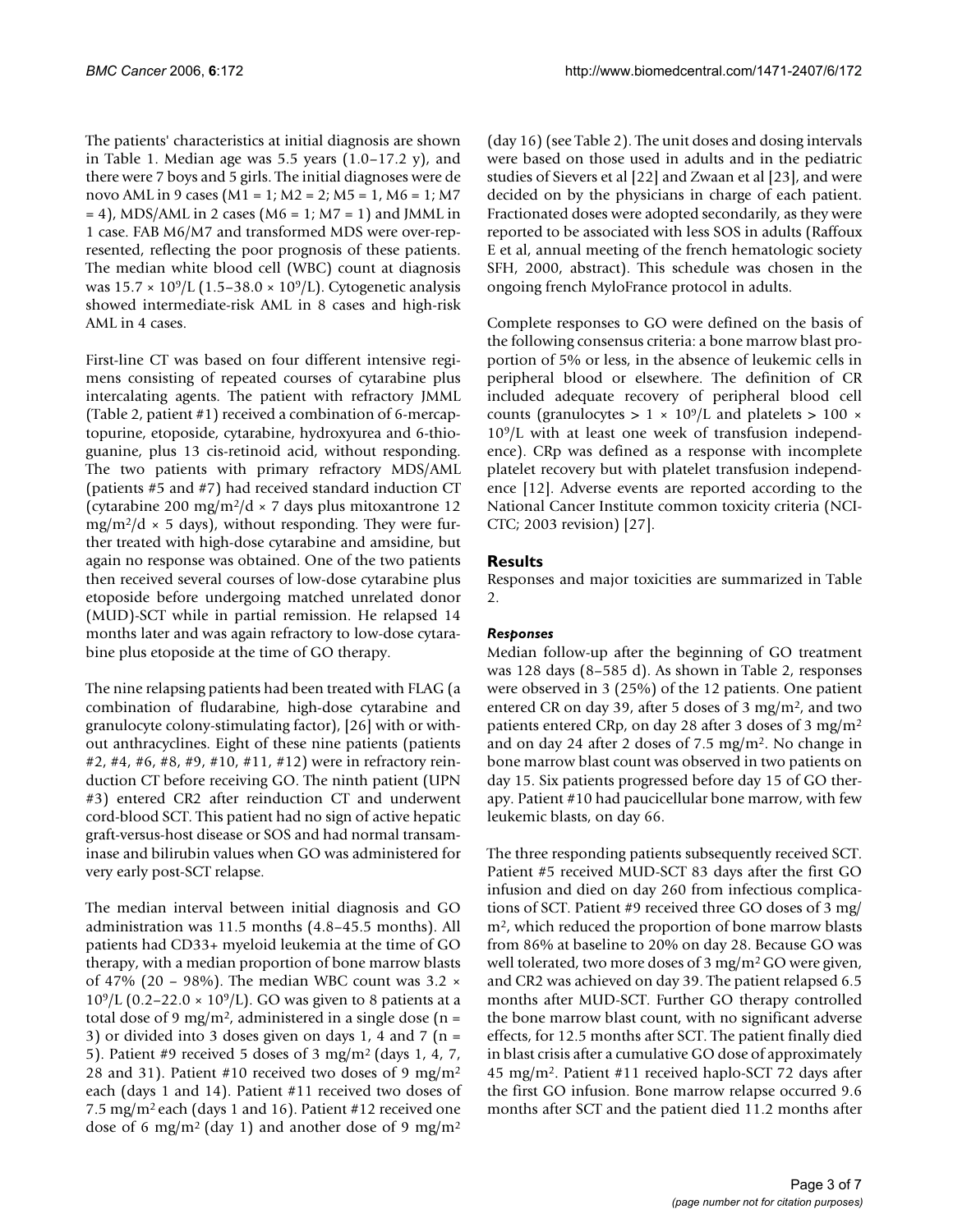The patients' characteristics at initial diagnosis are shown in Table 1. Median age was 5.5 years (1.0–17.2 y), and there were 7 boys and 5 girls. The initial diagnoses were de novo AML in 9 cases (M1 = 1; M2 = 2; M5 = 1, M6 = 1; M7 = 4), MDS/AML in 2 cases (M6 = 1; M7 = 1) and JMML in 1 case. FAB M6/M7 and transformed MDS were over-represented, reflecting the poor prognosis of these patients. The median white blood cell (WBC) count at diagnosis was $15.7 \times 10^9$/L ($1.5$–$38.0 \times 10^9$/L). Cytogenetic analysis showed intermediate-risk AML in 8 cases and high-risk AML in 4 cases.

First-line CT was based on four different intensive regimens consisting of repeated courses of cytarabine plus intercalating agents. The patient with refractory JMML (Table 2, patient #1) received a combination of 6-mercaptopurine, etoposide, cytarabine, hydroxyurea and 6-thioguanine, plus 13 cis-retinoid acid, without responding. The two patients with primary refractory MDS/AML (patients #5 and #7) had received standard induction CT (cytarabine 200 mg/m$^2$/d × 7 days plus mitoxantrone 12 mg/m$^2$/d × 5 days), without responding. They were further treated with high-dose cytarabine and amsidine, but again no response was obtained. One of the two patients then received several courses of low-dose cytarabine plus etoposide before undergoing matched unrelated donor (MUD)-SCT while in partial remission. He relapsed 14 months later and was again refractory to low-dose cytarabine plus etoposide at the time of GO therapy.

The nine relapsing patients had been treated with FLAG (a combination of fludarabine, high-dose cytarabine and granulocyte colony-stimulating factor), [26] with or without anthracyclines. Eight of these nine patients (patients #2, #4, #6, #8, #9, #10, #11, #12) were in refractory reinduction CT before receiving GO. The ninth patient (UPN #3) entered CR2 after reinduction CT and underwent cord-blood SCT. This patient had no sign of active hepatic graft-versus-host disease or SOS and had normal transaminase and bilirubin values when GO was administered for very early post-SCT relapse.

The median interval between initial diagnosis and GO administration was 11.5 months (4.8–45.5 months). All patients had CD33+ myeloid leukemia at the time of GO therapy, with a median proportion of bone marrow blasts of 47% (20 – 98%). The median WBC count was $3.2 \times 10^9$/L ($0.2$–$22.0 \times 10^9$/L). GO was given to 8 patients at a total dose of 9 mg/m$^2$, administered in a single dose (n = 3) or divided into 3 doses given on days 1, 4 and 7 (n = 5). Patient #9 received 5 doses of 3 mg/m$^2$ (days 1, 4, 7, 28 and 31). Patient #10 received two doses of 9 mg/m$^2$ each (days 1 and 14). Patient #11 received two doses of 7.5 mg/m$^2$ each (days 1 and 16). Patient #12 received one dose of 6 mg/m$^2$ (day 1) and another dose of 9 mg/m$^2$ (day 16) (see Table 2). The unit doses and dosing intervals were based on those used in adults and in the pediatric studies of Sievers et al [22] and Zwaan et al [23], and were decided on by the physicians in charge of each patient. Fractionated doses were adopted secondarily, as they were reported to be associated with less SOS in adults (Raffoux E et al, annual meeting of the french hematologic society SFH, 2000, abstract). This schedule was chosen in the ongoing french MyloFrance protocol in adults.

Complete responses to GO were defined on the basis of the following consensus criteria: a bone marrow blast proportion of 5% or less, in the absence of leukemic cells in peripheral blood or elsewhere. The definition of CR included adequate recovery of peripheral blood cell counts (granulocytes > $1 \times 10^9$/L and platelets > $100 \times 10^9$/L with at least one week of transfusion independence). CRp was defined as a response with incomplete platelet recovery but with platelet transfusion independence [12]. Adverse events are reported according to the National Cancer Institute common toxicity criteria (NCI-CTC; 2003 revision) [27].

## Results

Responses and major toxicities are summarized in Table 2.

### *Responses*

Median follow-up after the beginning of GO treatment was 128 days (8–585 d). As shown in Table 2, responses were observed in 3 (25%) of the 12 patients. One patient entered CR on day 39, after 5 doses of 3 mg/m$^2$, and two patients entered CRp, on day 28 after 3 doses of 3 mg/m$^2$ and on day 24 after 2 doses of 7.5 mg/m$^2$. No change in bone marrow blast count was observed in two patients on day 15. Six patients progressed before day 15 of GO therapy. Patient #10 had paucicellular bone marrow, with few leukemic blasts, on day 66.

The three responding patients subsequently received SCT. Patient #5 received MUD-SCT 83 days after the first GO infusion and died on day 260 from infectious complications of SCT. Patient #9 received three GO doses of 3 mg/m$^2$, which reduced the proportion of bone marrow blasts from 86% at baseline to 20% on day 28. Because GO was well tolerated, two more doses of 3 mg/m$^2$ GO were given, and CR2 was achieved on day 39. The patient relapsed 6.5 months after MUD-SCT. Further GO therapy controlled the bone marrow blast count, with no significant adverse effects, for 12.5 months after SCT. The patient finally died in blast crisis after a cumulative GO dose of approximately 45 mg/m$^2$. Patient #11 received haplo-SCT 72 days after the first GO infusion. Bone marrow relapse occurred 9.6 months after SCT and the patient died 11.2 months after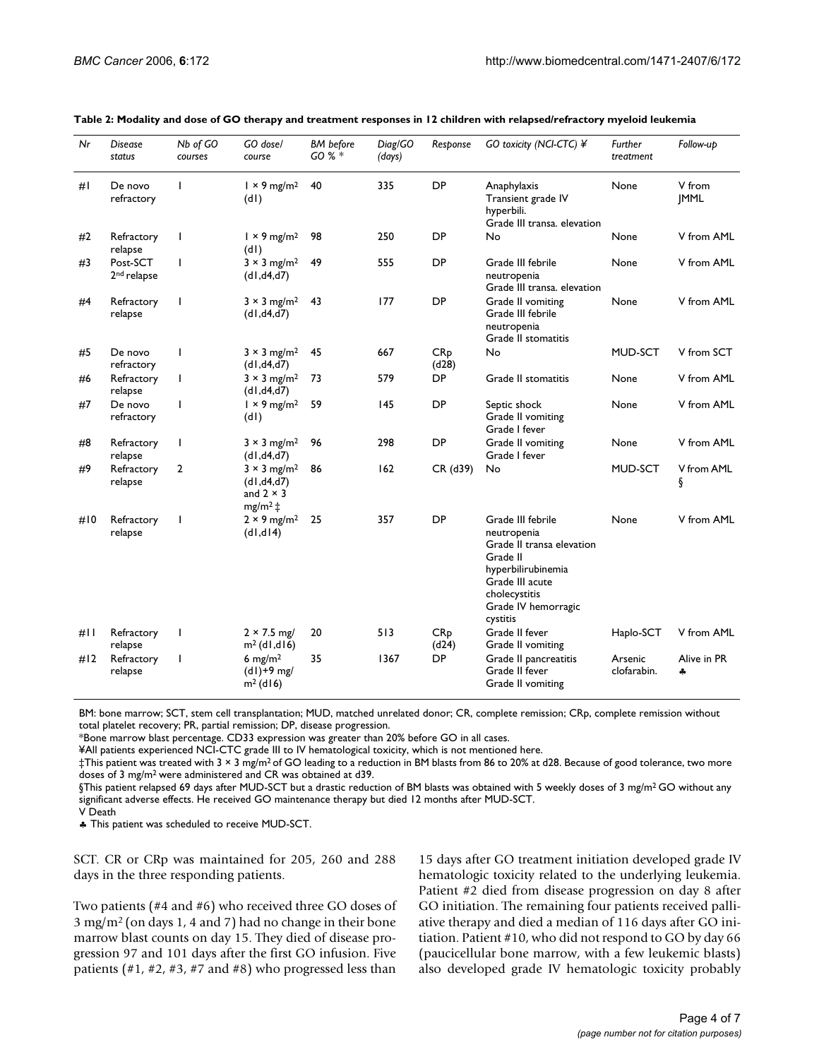**Table 2: Modality and dose of GO therapy and treatment responses in 12 children with relapsed/refractory myeloid leukemia**

| Nr | Disease status | Nb of GO courses | GO dose/ course | BM before GO % * | Diag/GO (days) | Response | GO toxicity (NCI-CTC) ¥ | Further treatment | Follow-up |
|---|---|---|---|---|---|---|---|---|---|
| #1 | De novo refractory | 1 | 1 × 9 mg/m² (d1) | 40 | 335 | DP | Anaphylaxis Transient grade IV hyperbili. Grade III transa. elevation | None | V from JMML |
| #2 | Refractory relapse | 1 | 1 × 9 mg/m² (d1) | 98 | 250 | DP | No | None | V from AML |
| #3 | Post-SCT 2nd relapse | 1 | 3 × 3 mg/m² (d1,d4,d7) | 49 | 555 | DP | Grade III febrile neutropenia Grade III transa. elevation | None | V from AML |
| #4 | Refractory relapse | 1 | 3 × 3 mg/m² (d1,d4,d7) | 43 | 177 | DP | Grade II vomiting Grade III febrile neutropenia Grade II stomatitis | None | V from AML |
| #5 | De novo refractory | 1 | 3 × 3 mg/m² (d1,d4,d7) | 45 | 667 | CRp (d28) | No | MUD-SCT | V from SCT |
| #6 | Refractory relapse | 1 | 3 × 3 mg/m² (d1,d4,d7) | 73 | 579 | DP | Grade II stomatitis | None | V from AML |
| #7 | De novo refractory | 1 | 1 × 9 mg/m² (d1) | 59 | 145 | DP | Septic shock Grade II vomiting Grade I fever | None | V from AML |
| #8 | Refractory relapse | 1 | 3 × 3 mg/m² (d1,d4,d7) | 96 | 298 | DP | Grade II vomiting Grade I fever | None | V from AML |
| #9 | Refractory relapse | 2 | 3 × 3 mg/m² (d1,d4,d7) and 2 × 3 mg/m² ‡ | 86 | 162 | CR (d39) | No | MUD-SCT | V from AML § |
| #10 | Refractory relapse | 1 | 2 × 9 mg/m² (d1,d14) | 25 | 357 | DP | Grade III febrile neutropenia Grade II transa elevation Grade II hyperbilirubinemia Grade III acute cholecystitis Grade IV hemorragic cystitis | None | V from AML |
| #11 | Refractory relapse | 1 | 2 × 7.5 mg/ m² (d1,d16) | 20 | 513 | CRp (d24) | Grade II fever Grade II vomiting | Haplo-SCT | V from AML |
| #12 | Refractory relapse | 1 | 6 mg/m² (d1)+9 mg/ m² (d16) | 35 | 1367 | DP | Grade II pancreatitis Grade II fever Grade II vomiting | Arsenic clofarabin. | Alive in PR ♣ |

BM: bone marrow; SCT, stem cell transplantation; MUD, matched unrelated donor; CR, complete remission; CRp, complete remission without total platelet recovery; PR, partial remission; DP, disease progression.
*Bone marrow blast percentage. CD33 expression was greater than 20% before GO in all cases.
¥All patients experienced NCI-CTC grade III to IV hematological toxicity, which is not mentioned here.
‡This patient was treated with 3 × 3 mg/m² of GO leading to a reduction in BM blasts from 86 to 20% at d28. Because of good tolerance, two more doses of 3 mg/m² were administered and CR was obtained at d39.
§This patient relapsed 69 days after MUD-SCT but a drastic reduction of BM blasts was obtained with 5 weekly doses of 3 mg/m² GO without any significant adverse effects. He received GO maintenance therapy but died 12 months after MUD-SCT.
V Death
♣ This patient was scheduled to receive MUD-SCT.

SCT. CR or CRp was maintained for 205, 260 and 288 days in the three responding patients.

Two patients (#4 and #6) who received three GO doses of 3 mg/m² (on days 1, 4 and 7) had no change in their bone marrow blast counts on day 15. They died of disease progression 97 and 101 days after the first GO infusion. Five patients (#1, #2, #3, #7 and #8) who progressed less than 15 days after GO treatment initiation developed grade IV hematologic toxicity related to the underlying leukemia. Patient #2 died from disease progression on day 8 after GO initiation. The remaining four patients received palliative therapy and died a median of 116 days after GO initiation. Patient #10, who did not respond to GO by day 66 (paucicellular bone marrow, with a few leukemic blasts) also developed grade IV hematologic toxicity probably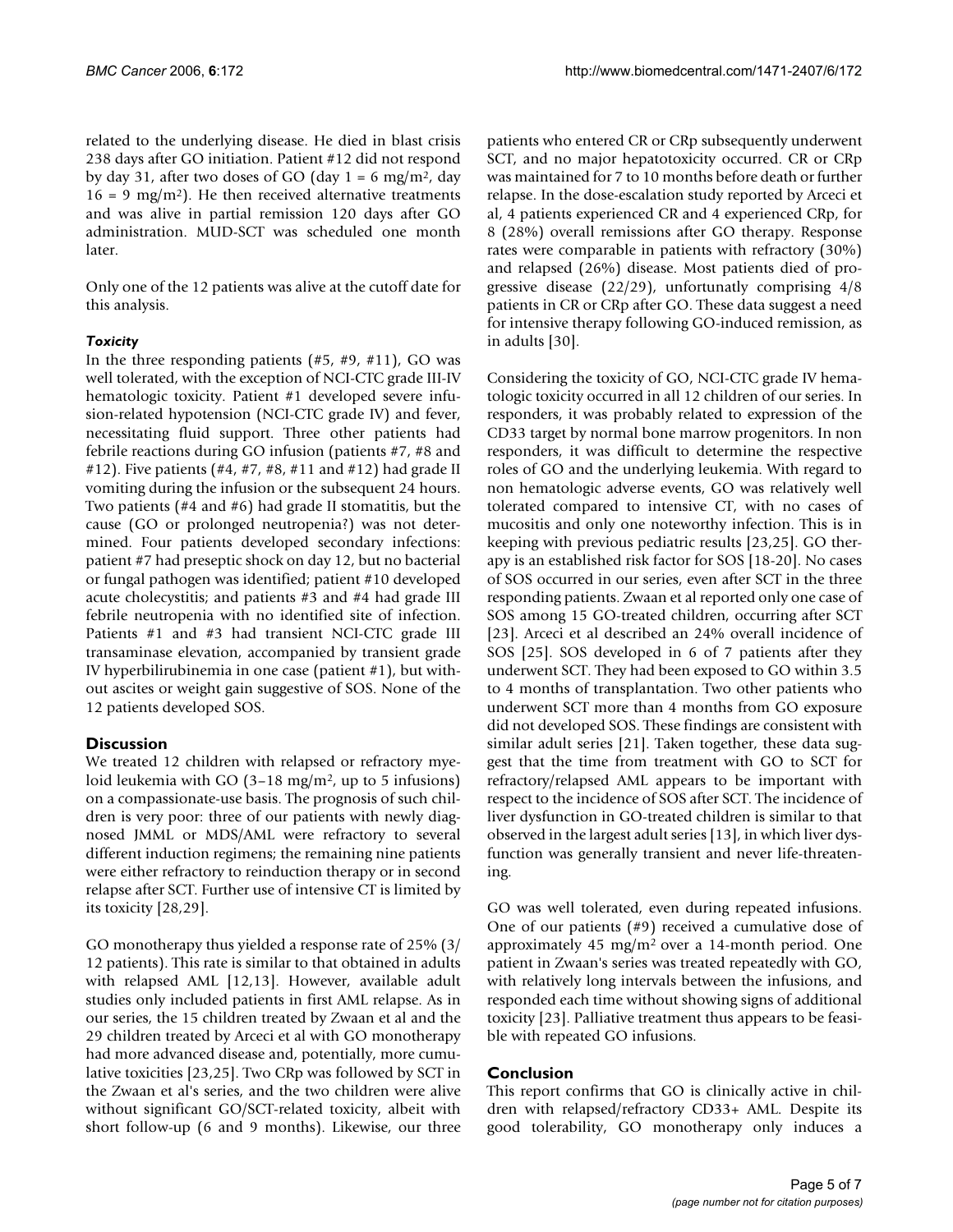related to the underlying disease. He died in blast crisis 238 days after GO initiation. Patient #12 did not respond by day 31, after two doses of GO (day 1 = 6 mg/m$^2$, day 16 = 9 mg/m$^2$). He then received alternative treatments and was alive in partial remission 120 days after GO administration. MUD-SCT was scheduled one month later.

Only one of the 12 patients was alive at the cutoff date for this analysis.

### *Toxicity*

In the three responding patients (#5, #9, #11), GO was well tolerated, with the exception of NCI-CTC grade III-IV hematologic toxicity. Patient #1 developed severe infusion-related hypotension (NCI-CTC grade IV) and fever, necessitating fluid support. Three other patients had febrile reactions during GO infusion (patients #7, #8 and #12). Five patients (#4, #7, #8, #11 and #12) had grade II vomiting during the infusion or the subsequent 24 hours. Two patients (#4 and #6) had grade II stomatitis, but the cause (GO or prolonged neutropenia?) was not determined. Four patients developed secondary infections: patient #7 had preseptic shock on day 12, but no bacterial or fungal pathogen was identified; patient #10 developed acute cholecystitis; and patients #3 and #4 had grade III febrile neutropenia with no identified site of infection. Patients #1 and #3 had transient NCI-CTC grade III transaminase elevation, accompanied by transient grade IV hyperbilirubinemia in one case (patient #1), but without ascites or weight gain suggestive of SOS. None of the 12 patients developed SOS.

## Discussion

We treated 12 children with relapsed or refractory myeloid leukemia with GO (3–18 mg/m$^2$, up to 5 infusions) on a compassionate-use basis. The prognosis of such children is very poor: three of our patients with newly diagnosed JMML or MDS/AML were refractory to several different induction regimens; the remaining nine patients were either refractory to reinduction therapy or in second relapse after SCT. Further use of intensive CT is limited by its toxicity [28,29].

GO monotherapy thus yielded a response rate of 25% (3/12 patients). This rate is similar to that obtained in adults with relapsed AML [12,13]. However, available adult studies only included patients in first AML relapse. As in our series, the 15 children treated by Zwaan et al and the 29 children treated by Arceci et al with GO monotherapy had more advanced disease and, potentially, more cumulative toxicities [23,25]. Two CRp was followed by SCT in the Zwaan et al's series, and the two children were alive without significant GO/SCT-related toxicity, albeit with short follow-up (6 and 9 months). Likewise, our three patients who entered CR or CRp subsequently underwent SCT, and no major hepatotoxicity occurred. CR or CRp was maintained for 7 to 10 months before death or further relapse. In the dose-escalation study reported by Arceci et al, 4 patients experienced CR and 4 experienced CRp, for 8 (28%) overall remissions after GO therapy. Response rates were comparable in patients with refractory (30%) and relapsed (26%) disease. Most patients died of progressive disease (22/29), unfortunatly comprising 4/8 patients in CR or CRp after GO. These data suggest a need for intensive therapy following GO-induced remission, as in adults [30].

Considering the toxicity of GO, NCI-CTC grade IV hematologic toxicity occurred in all 12 children of our series. In responders, it was probably related to expression of the CD33 target by normal bone marrow progenitors. In non responders, it was difficult to determine the respective roles of GO and the underlying leukemia. With regard to non hematologic adverse events, GO was relatively well tolerated compared to intensive CT, with no cases of mucositis and only one noteworthy infection. This is in keeping with previous pediatric results [23,25]. GO therapy is an established risk factor for SOS [18-20]. No cases of SOS occurred in our series, even after SCT in the three responding patients. Zwaan et al reported only one case of SOS among 15 GO-treated children, occurring after SCT [23]. Arceci et al described an 24% overall incidence of SOS [25]. SOS developed in 6 of 7 patients after they underwent SCT. They had been exposed to GO within 3.5 to 4 months of transplantation. Two other patients who underwent SCT more than 4 months from GO exposure did not developed SOS. These findings are consistent with similar adult series [21]. Taken together, these data suggest that the time from treatment with GO to SCT for refractory/relapsed AML appears to be important with respect to the incidence of SOS after SCT. The incidence of liver dysfunction in GO-treated children is similar to that observed in the largest adult series [13], in which liver dysfunction was generally transient and never life-threatening.

GO was well tolerated, even during repeated infusions. One of our patients (#9) received a cumulative dose of approximately 45 mg/m$^2$ over a 14-month period. One patient in Zwaan's series was treated repeatedly with GO, with relatively long intervals between the infusions, and responded each time without showing signs of additional toxicity [23]. Palliative treatment thus appears to be feasible with repeated GO infusions.

## Conclusion

This report confirms that GO is clinically active in children with relapsed/refractory CD33+ AML. Despite its good tolerability, GO monotherapy only induces a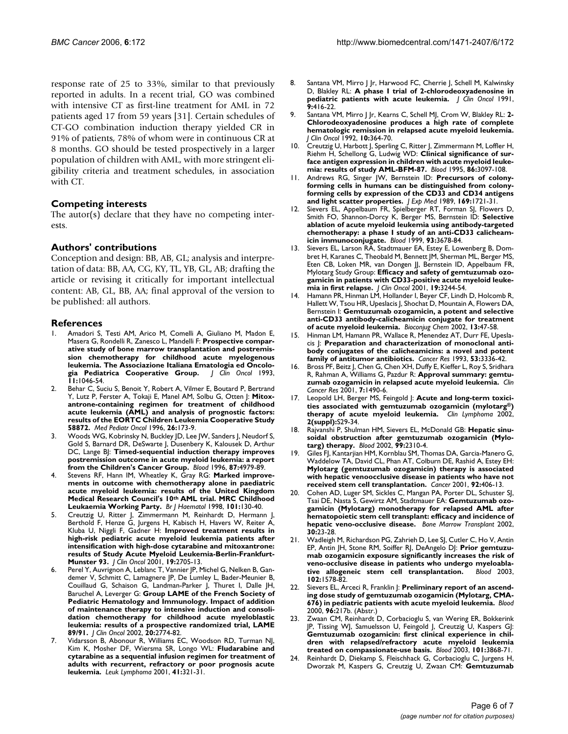response rate of 25 to 33%, similar to that previously reported in adults. In a recent trial, GO was combined with intensive CT as first-line treatment for AML in 72 patients aged 17 from 59 years [31]. Certain schedules of CT-GO combination induction therapy yielded CR in 91% of patients, 78% of whom were in continuous CR at 8 months. GO should be tested prospectively in a larger population of children with AML, with more stringent eligibility criteria and treatment schedules, in association with CT.

## Competing interests

The autor(s) declare that they have no competing interests.

## Authors' contributions

Conception and design: BB, AB, GL; analysis and interpretation of data: BB, AA, CG, KY, TL, YB, GL, AB; drafting the article or revising it critically for important intellectual content: AB, GL, BB, AA; final approval of the version to be published: all authors.

## References

1. Amadori S, Testi AM, Arico M, Comelli A, Giuliano M, Madon E, Masera G, Rondelli R, Zanesco L, Mandelli F: **Prospective comparative study of bone marrow transplantation and postremission chemotherapy for childhood acute myelogenous leukemia. The Associazione Italiana Ematologia ed Oncologia Pediatrica Cooperative Group.** *J Clin Oncol* 1993, **11**:1046-54.
2. Behar C, Suciu S, Benoit Y, Robert A, Vilmer E, Boutard P, Bertrand Y, Lutz P, Ferster A, Tokaji E, Manel AM, Solbu G, Otten J: **Mitoxantrone-containing regimen for treatment of childhood acute leukemia (AML) and analysis of prognostic factors: results of the EORTC Children Leukemia Cooperative Study 58872.** *Med Pediatr Oncol* 1996, **26**:173-9.
3. Woods WG, Kobrinsky N, Buckley JD, Lee JW, Sanders J, Neudorf S, Gold S, Barnard DR, DeSwarte J, Dusenbery K, Kalousek D, Arthur DC, Lange BJ: **Timed-sequential induction therapy improves postremission outcome in acute myeloid leukemia: a report from the Children's Cancer Group.** *Blood* 1996, **87**:4979-89.
4. Stevens RF, Hann IM, Wheatley K, Gray RG: **Marked improvements in outcome with chemotherapy alone in paediatric acute myeloid leukemia: results of the United Kingdom Medical Research Council's 10th AML trial. MRC Childhood Leukaemia Working Party.** *Br J Haematol* 1998, **101**:130-40.
5. Creutzig U, Ritter J, Zimmermann M, Reinhardt D, Hermann J, Berthold F, Henze G, Jurgens H, Kabisch H, Havers W, Reiter A, Kluba U, Niggli F, Gadner H: **Improved treatment results in high-risk pediatric acute myeloid leukemia patients after intensification with high-dose cytarabine and mitoxantrone: results of Study Acute Myeloid Leukemia-Berlin-Frankfurt-Munster 93.** *J Clin Oncol* 2001, **19**:2705-13.
6. Perel Y, Auvrignon A, Leblanc T, Vannier JP, Michel G, Nelken B, Gandemer V, Schmitt C, Lamagnere JP, De Lumley L, Bader-Meunier B, Couillaud G, Schaison G, Landman-Parker J, Thuret I, Dalle JH, Baruchel A, Leverger G: **Group LAME of the French Society of Pediatric Hematology and Immunology. Impact of addition of maintenance therapy to intensive induction and consolidation chemotherapy for childhood acute myeloblastic leukemia: results of a prospective randomized trial, LAME 89/91.** *J Clin Oncol* 2002, **20**:2774-82.
7. Vidarsson B, Abonour R, Williams EC, Woodson RD, Turman NJ, Kim K, Mosher DF, Wiersma SR, Longo WL: **Fludarabine and cytarabine as a sequential infusion regimen for treatment of adults with recurrent, refractory or poor prognosis acute leukemia.** *Leuk Lymphoma* 2001, **41**:321-31.
8. Santana VM, Mirro J Jr, Harwood FC, Cherrie J, Schell M, Kalwinsky D, Blakley RL: **A phase I trial of 2-chlorodeoxyadenosine in pediatric patients with acute leukemia.** *J Clin Oncol* 1991, **9**:416-22.
9. Santana VM, Mirro J Jr, Kearns C, Schell MJ, Crom W, Blakley RL: **2-Chlorodeoxyadenosine produces a high rate of complete hematologic remission in relapsed acute myeloid leukemia.** *J Clin Oncol* 1992, **10**:364-70.
10. Creutzig U, Harbott J, Sperling C, Ritter J, Zimmermann M, Loffler H, Riehm H, Schellong G, Ludwig WD: **Clinical significance of surface antigen expression in children with acute myeloid leukemia: results of study AML-BFM-87.** *Blood* 1995, **86**:3097-108.
11. Andrews RG, Singer JW, Bernstein ID: **Precursors of colony-forming cells in humans can be distinguished from colony-forming cells by expression of the CD33 and CD34 antigens and light scatter properties.** *J Exp Med* 1989, **169**:1721-31.
12. Sievers EL, Appelbaum FR, Spielberger RT, Forman SJ, Flowers D, Smith FO, Shannon-Dorcy K, Berger MS, Bernstein ID: **Selective ablation of acute myeloid leukemia using antibody-targeted chemotherapy: a phase I study of an anti-CD33 calicheamicin immunoconjugate.** *Blood* 1999, **93**:3678-84.
13. Sievers EL, Larson RA, Stadtmauer EA, Estey E, Lowenberg B, Dombret H, Karanes C, Theobald M, Bennett JM, Sherman ML, Berger MS, Eten CB, Loken MR, van Dongen JJ, Bernstein ID, Appelbaum FR, Mylotarg Study Group: **Efficacy and safety of gemtuzumab ozogamicin in patients with CD33-positive acute myeloid leukemia in first relapse.** *J Clin Oncol* 2001, **19**:3244-54.
14. Hamann PR, Hinman LM, Hollander I, Beyer CF, Lindh D, Holcomb R, Hallett W, Tsou HR, Upeslacis J, Shochat D, Mountain A, Flowers DA, Bernstein I: **Gemtuzumab ozogamicin, a potent and selective anti-CD33 antibody-calicheamicin conjugate for treatment of acute myeloid leukemia.** *Bioconjug Chem* 2002, **13**:47-58.
15. Hinman LM, Hamann PR, Wallace R, Menendez AT, Durr FE, Upeslacis J: **Preparation and characterization of monoclonal antibody conjugates of the calicheamicins: a novel and potent family of antitumor antibiotics.** *Cancer Res* 1993, **53**:3336-42.
16. Bross PF, Beitz J, Chen G, Chen XH, Duffy E, Kieffer L, Roy S, Sridhara R, Rahman A, Williams G, Pazdur R: **Approval summary: gemtuzumab ozogamicin in relapsed acute myeloid leukemia.** *Clin Cancer Res* 2001, **7**:1490-6.
17. Leopold LH, Berger MS, Feingold J: **Acute and long-term toxicities associated with gemtuzumab ozogamicin (mylotarg®) therapy of acute myeloid leukemia.** *Clin Lymphoma* 2002, **2(suppl)**:S29-34.
18. Rajvanshi P, Shulman HM, Sievers EL, McDonald GB: **Hepatic sinusoidal obstruction after gemtuzumab ozogamicin (Mylotarg) therapy.** *Blood* 2002, **99**:2310-4.
19. Giles FJ, Kantarjian HM, Kornblau SM, Thomas DA, Garcia-Manero G, Waddelow TA, David CL, Phan AT, Colburn DE, Rashid A, Estey EH: **Mylotarg (gemtuzumab ozogamicin) therapy is associated with hepatic venoocclusive disease in patients who have not received stem cell transplantation.** *Cancer* 2001, **92**:406-13.
20. Cohen AD, Luger SM, Sickles C, Mangan PA, Porter DL, Schuster SJ, Tsai DE, Nasta S, Gewirtz AM, Stadtmauer EA: **Gemtuzumab ozogamicin (Mylotarg) monotherapy for relapsed AML after hematopoietic stem cell transplant: efficacy and incidence of hepatic veno-occlusive disease.** *Bone Marrow Transplant* 2002, **30**:23-28.
21. Wadleigh M, Richardson PG, Zahrieh D, Lee SJ, Cutler C, Ho V, Antin EP, Antin JH, Stone RM, Soiffer RJ, DeAngelo DJ: **Prior gemtuzumab ozogamicin exposure significantly increases the risk of veno-occlusive disease in patients who undergo myeloablative allogeneic stem cell transplantation.** *Blood* 2003, **102**:1578-82.
22. Sievers EL, Arceci R, Franklin J: **Preliminary report of an ascending dose study of gemtuzumab ozogamicin (Mylotarg, CMA-676) in pediatric patients with acute myeloid leukemia.** *Blood* 2000, **96**:217b. (Abstr.)
23. Zwaan CM, Reinhardt D, Corbacioglu S, van Wering ER, Bokkerink JP, Tissing WJ, Samuelsson U, Feingold J, Creutzig U, Kaspers GJ: **Gemtuzumab ozogamicin: first clinical experience in children with relapsed/refractory acute myeloid leukemia treated on compassionate-use basis.** *Blood* 2003, **101**:3868-71.
24. Reinhardt D, Diekamp S, Fleischhack G, Corbacioglu C, Jurgens H, Dworzak M, Kaspers G, Creutzig U, Zwaan CM: **Gemtuzumab**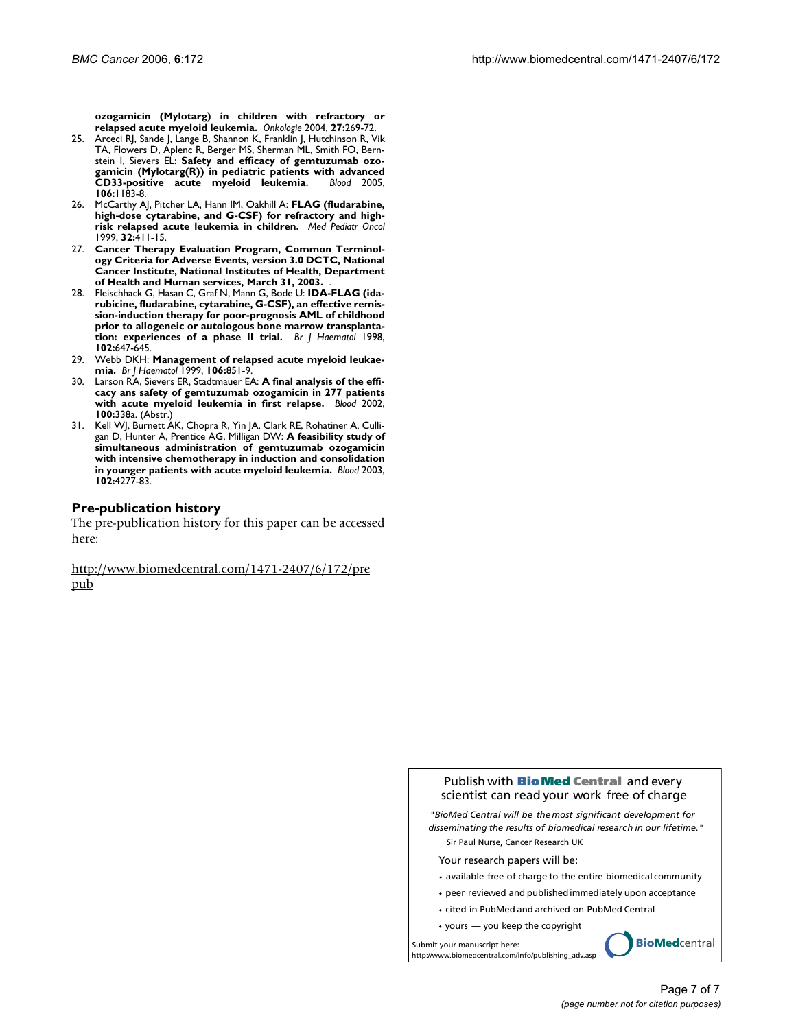**ozogamicin (Mylotarg) in children with refractory or relapsed acute myeloid leukemia.** *Onkologie* 2004, **27:**269-72.

25. Arceci RJ, Sande J, Lange B, Shannon K, Franklin J, Hutchinson R, Vik TA, Flowers D, Aplenc R, Berger MS, Sherman ML, Smith FO, Bernstein I, Sievers EL: **Safety and efficacy of gemtuzumab ozogamicin (Mylotarg(R)) in pediatric patients with advanced CD33-positive acute myeloid leukemia.** *Blood* 2005, **106:**1183-8.
26. McCarthy AJ, Pitcher LA, Hann IM, Oakhill A: **FLAG (fludarabine, high-dose cytarabine, and G-CSF) for refractory and high-risk relapsed acute leukemia in children.** *Med Pediatr Oncol* 1999, **32:**411-15.
27. **Cancer Therapy Evaluation Program, Common Terminology Criteria for Adverse Events, version 3.0 DCTC, National Cancer Institute, National Institutes of Health, Department of Health and Human services, March 31, 2003.** .
28. Fleischhack G, Hasan C, Graf N, Mann G, Bode U: **IDA-FLAG (idarubicine, fludarabine, cytarabine, G-CSF), an effective remission-induction therapy for poor-prognosis AML of childhood prior to allogeneic or autologous bone marrow transplantation: experiences of a phase II trial.** *Br J Haematol* 1998, **102:**647-645.
29. Webb DKH: **Management of relapsed acute myeloid leukaemia.** *Br J Haematol* 1999, **106:**851-9.
30. Larson RA, Sievers ER, Stadtmauer EA: **A final analysis of the efficacy ans safety of gemtuzumab ozogamicin in 277 patients with acute myeloid leukemia in first relapse.** *Blood* 2002, **100:**338a. (Abstr.)
31. Kell WJ, Burnett AK, Chopra R, Yin JA, Clark RE, Rohatiner A, Culligan D, Hunter A, Prentice AG, Milligan DW: **A feasibility study of simultaneous administration of gemtuzumab ozogamicin with intensive chemotherapy in induction and consolidation in younger patients with acute myeloid leukemia.** *Blood* 2003, **102:**4277-83.

## Pre-publication history

The pre-publication history for this paper can be accessed here:

http://www.biomedcentral.com/1471-2407/6/172/prepub

Publish with **BioMed Central** and every scientist can read your work free of charge

*"BioMed Central will be the most significant development for disseminating the results of biomedical research in our lifetime."*

Sir Paul Nurse, Cancer Research UK

Your research papers will be:

- available free of charge to the entire biomedical community
- peer reviewed and published immediately upon acceptance
- cited in PubMed and archived on PubMed Central
- yours — you keep the copyright

Submit your manuscript here:
http://www.biomedcentral.com/info/publishing_adv.asp

**BioMed**central